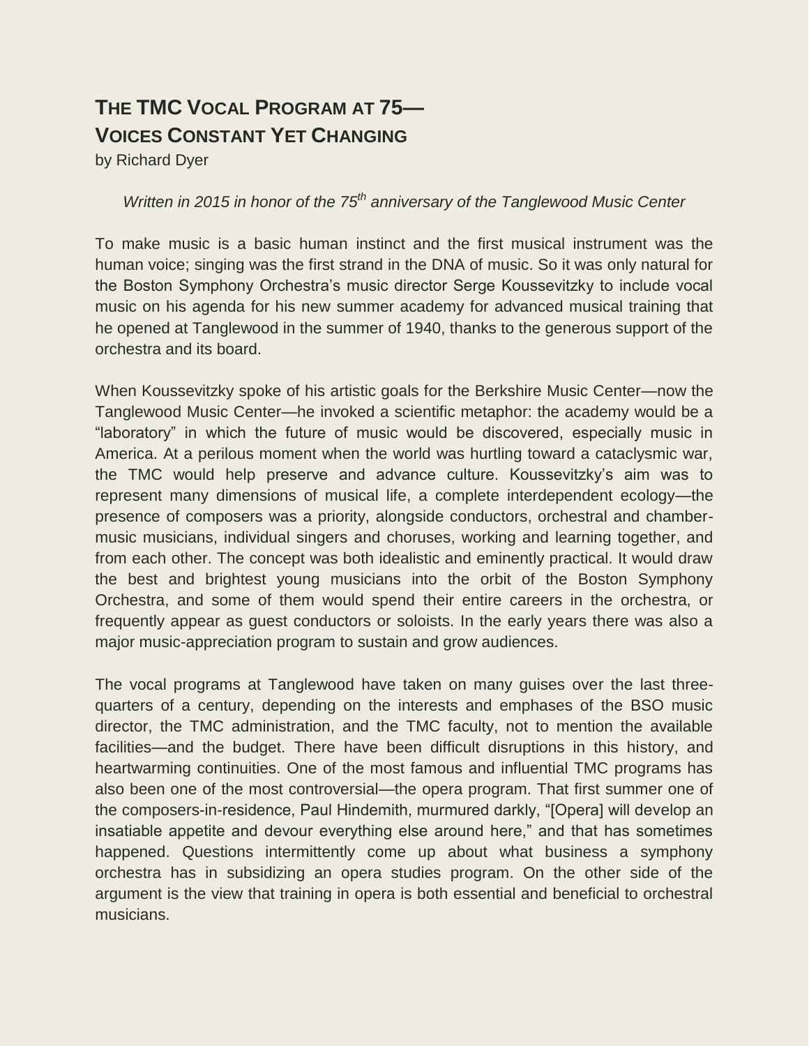# THE TMC VOCAL PROGRAM AT 75—
# VOICES CONSTANT YET CHANGING

by Richard Dyer

*Written in 2015 in honor of the 75th anniversary of the Tanglewood Music Center*

To make music is a basic human instinct and the first musical instrument was the human voice; singing was the first strand in the DNA of music. So it was only natural for the Boston Symphony Orchestra's music director Serge Koussevitzky to include vocal music on his agenda for his new summer academy for advanced musical training that he opened at Tanglewood in the summer of 1940, thanks to the generous support of the orchestra and its board.

When Koussevitzky spoke of his artistic goals for the Berkshire Music Center—now the Tanglewood Music Center—he invoked a scientific metaphor: the academy would be a "laboratory" in which the future of music would be discovered, especially music in America. At a perilous moment when the world was hurtling toward a cataclysmic war, the TMC would help preserve and advance culture. Koussevitzky's aim was to represent many dimensions of musical life, a complete interdependent ecology—the presence of composers was a priority, alongside conductors, orchestral and chamber-music musicians, individual singers and choruses, working and learning together, and from each other. The concept was both idealistic and eminently practical. It would draw the best and brightest young musicians into the orbit of the Boston Symphony Orchestra, and some of them would spend their entire careers in the orchestra, or frequently appear as guest conductors or soloists. In the early years there was also a major music-appreciation program to sustain and grow audiences.

The vocal programs at Tanglewood have taken on many guises over the last three-quarters of a century, depending on the interests and emphases of the BSO music director, the TMC administration, and the TMC faculty, not to mention the available facilities—and the budget. There have been difficult disruptions in this history, and heartwarming continuities. One of the most famous and influential TMC programs has also been one of the most controversial—the opera program. That first summer one of the composers-in-residence, Paul Hindemith, murmured darkly, "[Opera] will develop an insatiable appetite and devour everything else around here," and that has sometimes happened. Questions intermittently come up about what business a symphony orchestra has in subsidizing an opera studies program. On the other side of the argument is the view that training in opera is both essential and beneficial to orchestral musicians.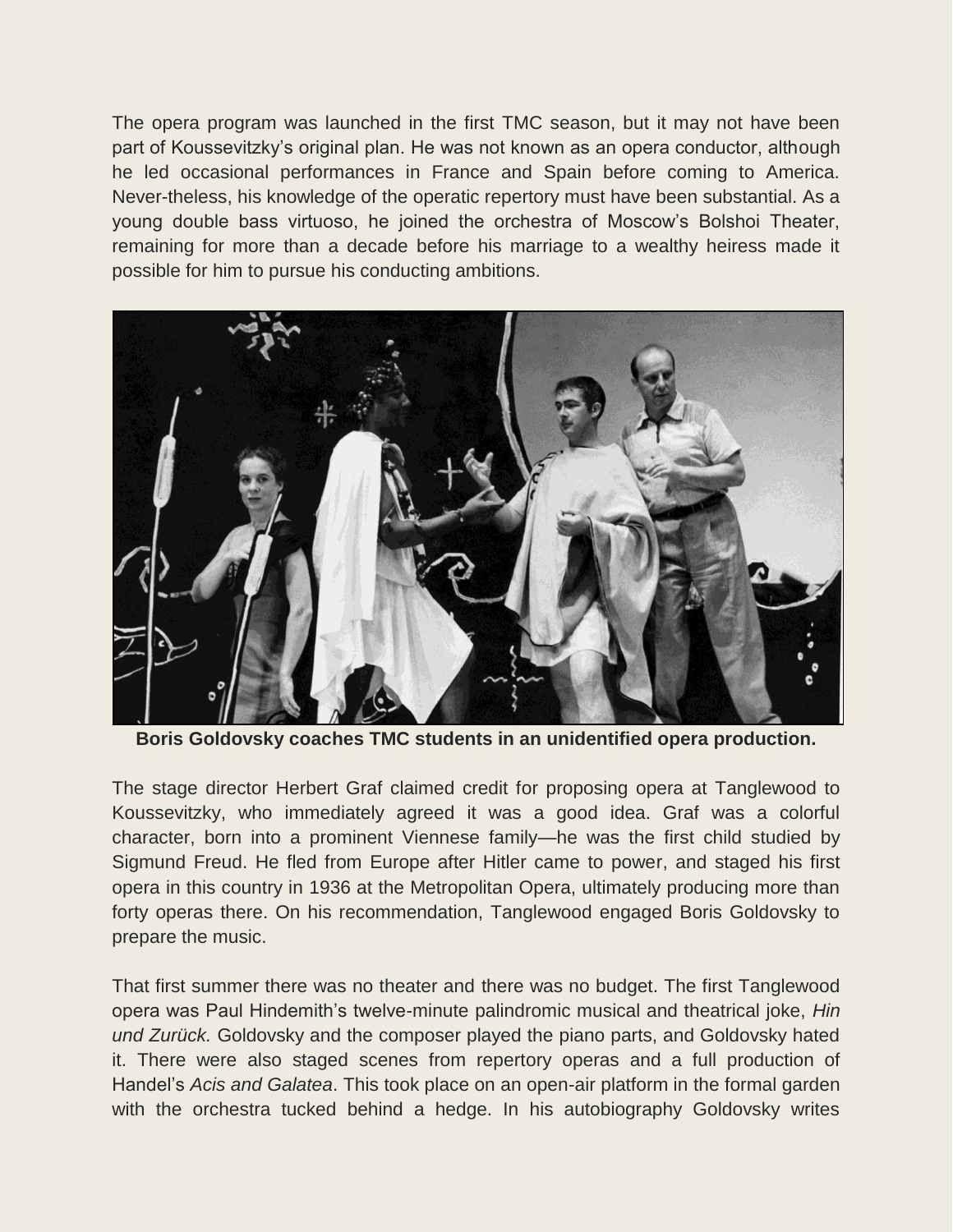The opera program was launched in the first TMC season, but it may not have been part of Koussevitzky's original plan. He was not known as an opera conductor, although he led occasional performances in France and Spain before coming to America. Never-theless, his knowledge of the operatic repertory must have been substantial. As a young double bass virtuoso, he joined the orchestra of Moscow's Bolshoi Theater, remaining for more than a decade before his marriage to a wealthy heiress made it possible for him to pursue his conducting ambitions.

**Boris Goldovsky coaches TMC students in an unidentified opera production.**

The stage director Herbert Graf claimed credit for proposing opera at Tanglewood to Koussevitzky, who immediately agreed it was a good idea. Graf was a colorful character, born into a prominent Viennese family—he was the first child studied by Sigmund Freud. He fled from Europe after Hitler came to power, and staged his first opera in this country in 1936 at the Metropolitan Opera, ultimately producing more than forty operas there. On his recommendation, Tanglewood engaged Boris Goldovsky to prepare the music.

That first summer there was no theater and there was no budget. The first Tanglewood opera was Paul Hindemith's twelve-minute palindromic musical and theatrical joke, *Hin und Zurück.* Goldovsky and the composer played the piano parts, and Goldovsky hated it. There were also staged scenes from repertory operas and a full production of Handel's *Acis and Galatea*. This took place on an open-air platform in the formal garden with the orchestra tucked behind a hedge. In his autobiography Goldovsky writes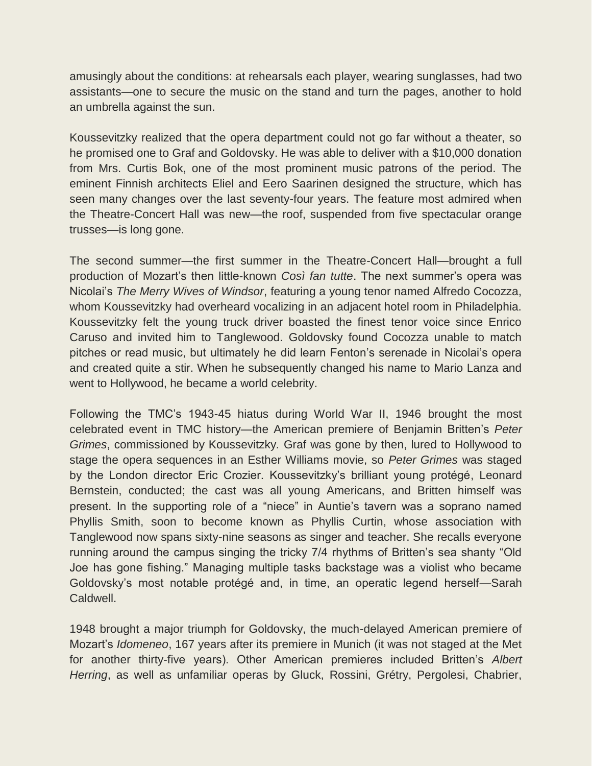amusingly about the conditions: at rehearsals each player, wearing sunglasses, had two assistants—one to secure the music on the stand and turn the pages, another to hold an umbrella against the sun.

Koussevitzky realized that the opera department could not go far without a theater, so he promised one to Graf and Goldovsky. He was able to deliver with a $10,000 donation from Mrs. Curtis Bok, one of the most prominent music patrons of the period. The eminent Finnish architects Eliel and Eero Saarinen designed the structure, which has seen many changes over the last seventy-four years. The feature most admired when the Theatre-Concert Hall was new—the roof, suspended from five spectacular orange trusses—is long gone.

The second summer—the first summer in the Theatre-Concert Hall—brought a full production of Mozart's then little-known *Così fan tutte*. The next summer's opera was Nicolai's *The Merry Wives of Windsor*, featuring a young tenor named Alfredo Cocozza, whom Koussevitzky had overheard vocalizing in an adjacent hotel room in Philadelphia. Koussevitzky felt the young truck driver boasted the finest tenor voice since Enrico Caruso and invited him to Tanglewood. Goldovsky found Cocozza unable to match pitches or read music, but ultimately he did learn Fenton's serenade in Nicolai's opera and created quite a stir. When he subsequently changed his name to Mario Lanza and went to Hollywood, he became a world celebrity.

Following the TMC's 1943-45 hiatus during World War II, 1946 brought the most celebrated event in TMC history—the American premiere of Benjamin Britten's *Peter Grimes*, commissioned by Koussevitzky. Graf was gone by then, lured to Hollywood to stage the opera sequences in an Esther Williams movie, so *Peter Grimes* was staged by the London director Eric Crozier. Koussevitzky's brilliant young protégé, Leonard Bernstein, conducted; the cast was all young Americans, and Britten himself was present. In the supporting role of a "niece" in Auntie's tavern was a soprano named Phyllis Smith, soon to become known as Phyllis Curtin, whose association with Tanglewood now spans sixty-nine seasons as singer and teacher. She recalls everyone running around the campus singing the tricky 7/4 rhythms of Britten's sea shanty "Old Joe has gone fishing." Managing multiple tasks backstage was a violist who became Goldovsky's most notable protégé and, in time, an operatic legend herself—Sarah Caldwell.

1948 brought a major triumph for Goldovsky, the much-delayed American premiere of Mozart's *Idomeneo*, 167 years after its premiere in Munich (it was not staged at the Met for another thirty-five years). Other American premieres included Britten's *Albert Herring*, as well as unfamiliar operas by Gluck, Rossini, Grétry, Pergolesi, Chabrier,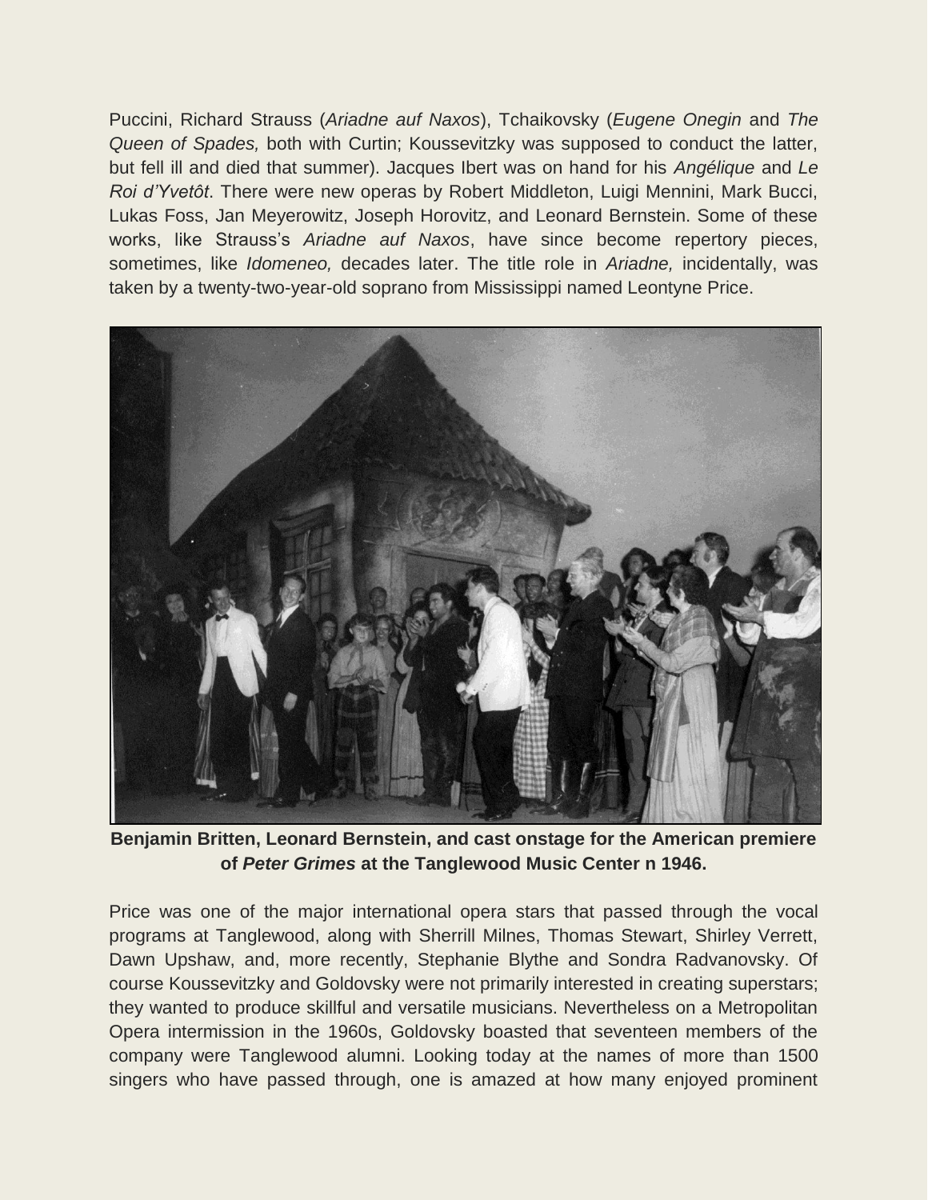Puccini, Richard Strauss (*Ariadne auf Naxos*), Tchaikovsky (*Eugene Onegin* and *The Queen of Spades,* both with Curtin; Koussevitzky was supposed to conduct the latter, but fell ill and died that summer). Jacques Ibert was on hand for his *Angélique* and *Le Roi d'Yvetôt*. There were new operas by Robert Middleton, Luigi Mennini, Mark Bucci, Lukas Foss, Jan Meyerowitz, Joseph Horovitz, and Leonard Bernstein. Some of these works, like Strauss's *Ariadne auf Naxos*, have since become repertory pieces, sometimes, like *Idomeneo,* decades later. The title role in *Ariadne,* incidentally, was taken by a twenty-two-year-old soprano from Mississippi named Leontyne Price.

**Benjamin Britten, Leonard Bernstein, and cast onstage for the American premiere of *Peter Grimes* at the Tanglewood Music Center n 1946.**

Price was one of the major international opera stars that passed through the vocal programs at Tanglewood, along with Sherrill Milnes, Thomas Stewart, Shirley Verrett, Dawn Upshaw, and, more recently, Stephanie Blythe and Sondra Radvanovsky. Of course Koussevitzky and Goldovsky were not primarily interested in creating superstars; they wanted to produce skillful and versatile musicians. Nevertheless on a Metropolitan Opera intermission in the 1960s, Goldovsky boasted that seventeen members of the company were Tanglewood alumni. Looking today at the names of more than 1500 singers who have passed through, one is amazed at how many enjoyed prominent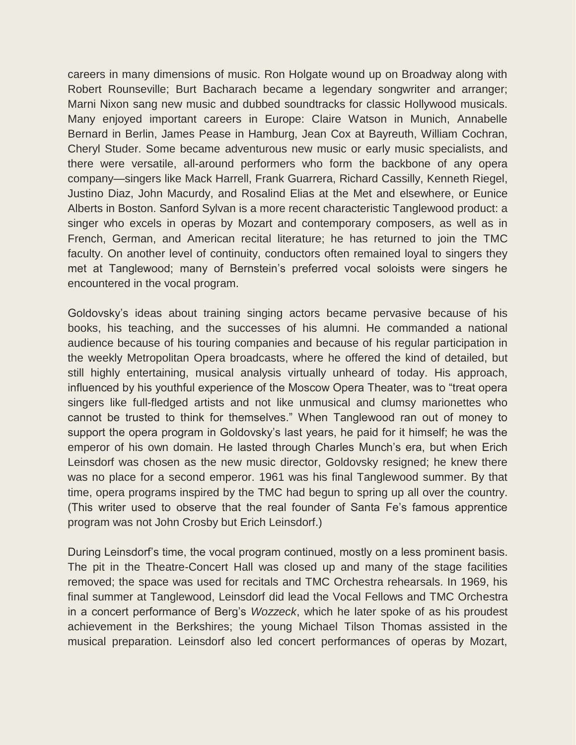careers in many dimensions of music. Ron Holgate wound up on Broadway along with Robert Rounseville; Burt Bacharach became a legendary songwriter and arranger; Marni Nixon sang new music and dubbed soundtracks for classic Hollywood musicals. Many enjoyed important careers in Europe: Claire Watson in Munich, Annabelle Bernard in Berlin, James Pease in Hamburg, Jean Cox at Bayreuth, William Cochran, Cheryl Studer. Some became adventurous new music or early music specialists, and there were versatile, all-around performers who form the backbone of any opera company—singers like Mack Harrell, Frank Guarrera, Richard Cassilly, Kenneth Riegel, Justino Diaz, John Macurdy, and Rosalind Elias at the Met and elsewhere, or Eunice Alberts in Boston. Sanford Sylvan is a more recent characteristic Tanglewood product: a singer who excels in operas by Mozart and contemporary composers, as well as in French, German, and American recital literature; he has returned to join the TMC faculty. On another level of continuity, conductors often remained loyal to singers they met at Tanglewood; many of Bernstein's preferred vocal soloists were singers he encountered in the vocal program.

Goldovsky's ideas about training singing actors became pervasive because of his books, his teaching, and the successes of his alumni. He commanded a national audience because of his touring companies and because of his regular participation in the weekly Metropolitan Opera broadcasts, where he offered the kind of detailed, but still highly entertaining, musical analysis virtually unheard of today. His approach, influenced by his youthful experience of the Moscow Opera Theater, was to "treat opera singers like full-fledged artists and not like unmusical and clumsy marionettes who cannot be trusted to think for themselves." When Tanglewood ran out of money to support the opera program in Goldovsky's last years, he paid for it himself; he was the emperor of his own domain. He lasted through Charles Munch's era, but when Erich Leinsdorf was chosen as the new music director, Goldovsky resigned; he knew there was no place for a second emperor. 1961 was his final Tanglewood summer. By that time, opera programs inspired by the TMC had begun to spring up all over the country. (This writer used to observe that the real founder of Santa Fe's famous apprentice program was not John Crosby but Erich Leinsdorf.)

During Leinsdorf's time, the vocal program continued, mostly on a less prominent basis. The pit in the Theatre-Concert Hall was closed up and many of the stage facilities removed; the space was used for recitals and TMC Orchestra rehearsals. In 1969, his final summer at Tanglewood, Leinsdorf did lead the Vocal Fellows and TMC Orchestra in a concert performance of Berg's *Wozzeck*, which he later spoke of as his proudest achievement in the Berkshires; the young Michael Tilson Thomas assisted in the musical preparation. Leinsdorf also led concert performances of operas by Mozart,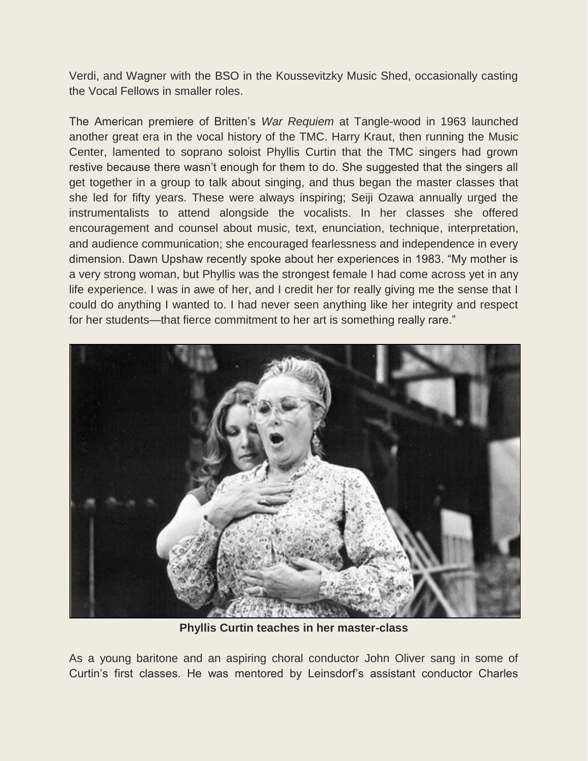Verdi, and Wagner with the BSO in the Koussevitzky Music Shed, occasionally casting the Vocal Fellows in smaller roles.

The American premiere of Britten's *War Requiem* at Tangle-wood in 1963 launched another great era in the vocal history of the TMC. Harry Kraut, then running the Music Center, lamented to soprano soloist Phyllis Curtin that the TMC singers had grown restive because there wasn't enough for them to do. She suggested that the singers all get together in a group to talk about singing, and thus began the master classes that she led for fifty years. These were always inspiring; Seiji Ozawa annually urged the instrumentalists to attend alongside the vocalists. In her classes she offered encouragement and counsel about music, text, enunciation, technique, interpretation, and audience communication; she encouraged fearlessness and independence in every dimension. Dawn Upshaw recently spoke about her experiences in 1983. "My mother is a very strong woman, but Phyllis was the strongest female I had come across yet in any life experience. I was in awe of her, and I credit her for really giving me the sense that I could do anything I wanted to. I had never seen anything like her integrity and respect for her students—that fierce commitment to her art is something really rare."

**Phyllis Curtin teaches in her master-class**

As a young baritone and an aspiring choral conductor John Oliver sang in some of Curtin's first classes. He was mentored by Leinsdorf's assistant conductor Charles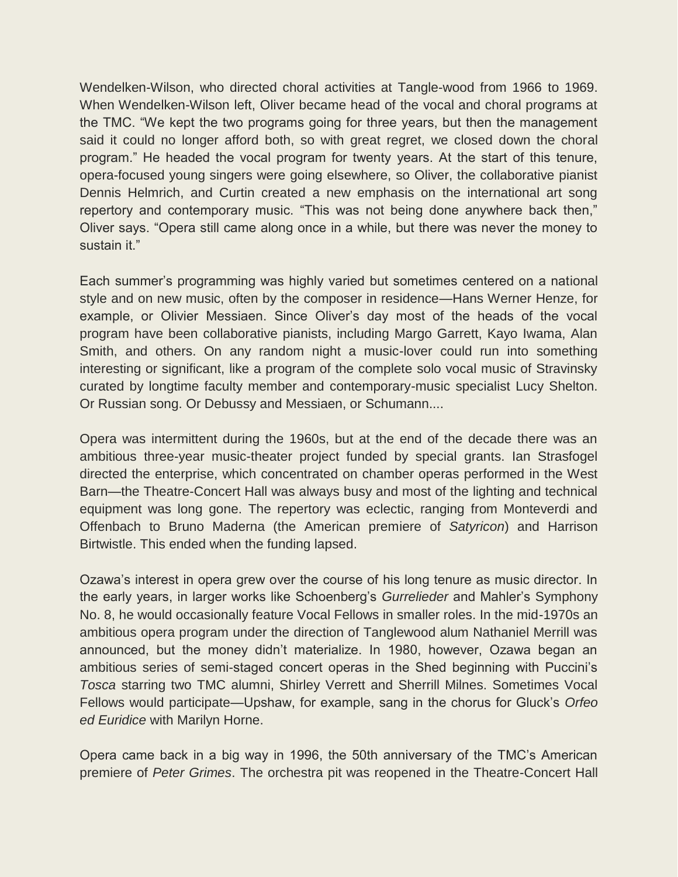Wendelken-Wilson, who directed choral activities at Tangle-wood from 1966 to 1969. When Wendelken-Wilson left, Oliver became head of the vocal and choral programs at the TMC. “We kept the two programs going for three years, but then the management said it could no longer afford both, so with great regret, we closed down the choral program.” He headed the vocal program for twenty years. At the start of this tenure, opera-focused young singers were going elsewhere, so Oliver, the collaborative pianist Dennis Helmrich, and Curtin created a new emphasis on the international art song repertory and contemporary music. “This was not being done anywhere back then,” Oliver says. “Opera still came along once in a while, but there was never the money to sustain it.”

Each summer’s programming was highly varied but sometimes centered on a national style and on new music, often by the composer in residence—Hans Werner Henze, for example, or Olivier Messiaen. Since Oliver’s day most of the heads of the vocal program have been collaborative pianists, including Margo Garrett, Kayo Iwama, Alan Smith, and others. On any random night a music-lover could run into something interesting or significant, like a program of the complete solo vocal music of Stravinsky curated by longtime faculty member and contemporary-music specialist Lucy Shelton. Or Russian song. Or Debussy and Messiaen, or Schumann....

Opera was intermittent during the 1960s, but at the end of the decade there was an ambitious three-year music-theater project funded by special grants. Ian Strasfogel directed the enterprise, which concentrated on chamber operas performed in the West Barn—the Theatre-Concert Hall was always busy and most of the lighting and technical equipment was long gone. The repertory was eclectic, ranging from Monteverdi and Offenbach to Bruno Maderna (the American premiere of *Satyricon*) and Harrison Birtwistle. This ended when the funding lapsed.

Ozawa’s interest in opera grew over the course of his long tenure as music director. In the early years, in larger works like Schoenberg’s *Gurrelieder* and Mahler’s Symphony No. 8, he would occasionally feature Vocal Fellows in smaller roles. In the mid-1970s an ambitious opera program under the direction of Tanglewood alum Nathaniel Merrill was announced, but the money didn’t materialize. In 1980, however, Ozawa began an ambitious series of semi-staged concert operas in the Shed beginning with Puccini’s *Tosca* starring two TMC alumni, Shirley Verrett and Sherrill Milnes. Sometimes Vocal Fellows would participate—Upshaw, for example, sang in the chorus for Gluck’s *Orfeo ed Euridice* with Marilyn Horne.

Opera came back in a big way in 1996, the 50th anniversary of the TMC’s American premiere of *Peter Grimes*. The orchestra pit was reopened in the Theatre-Concert Hall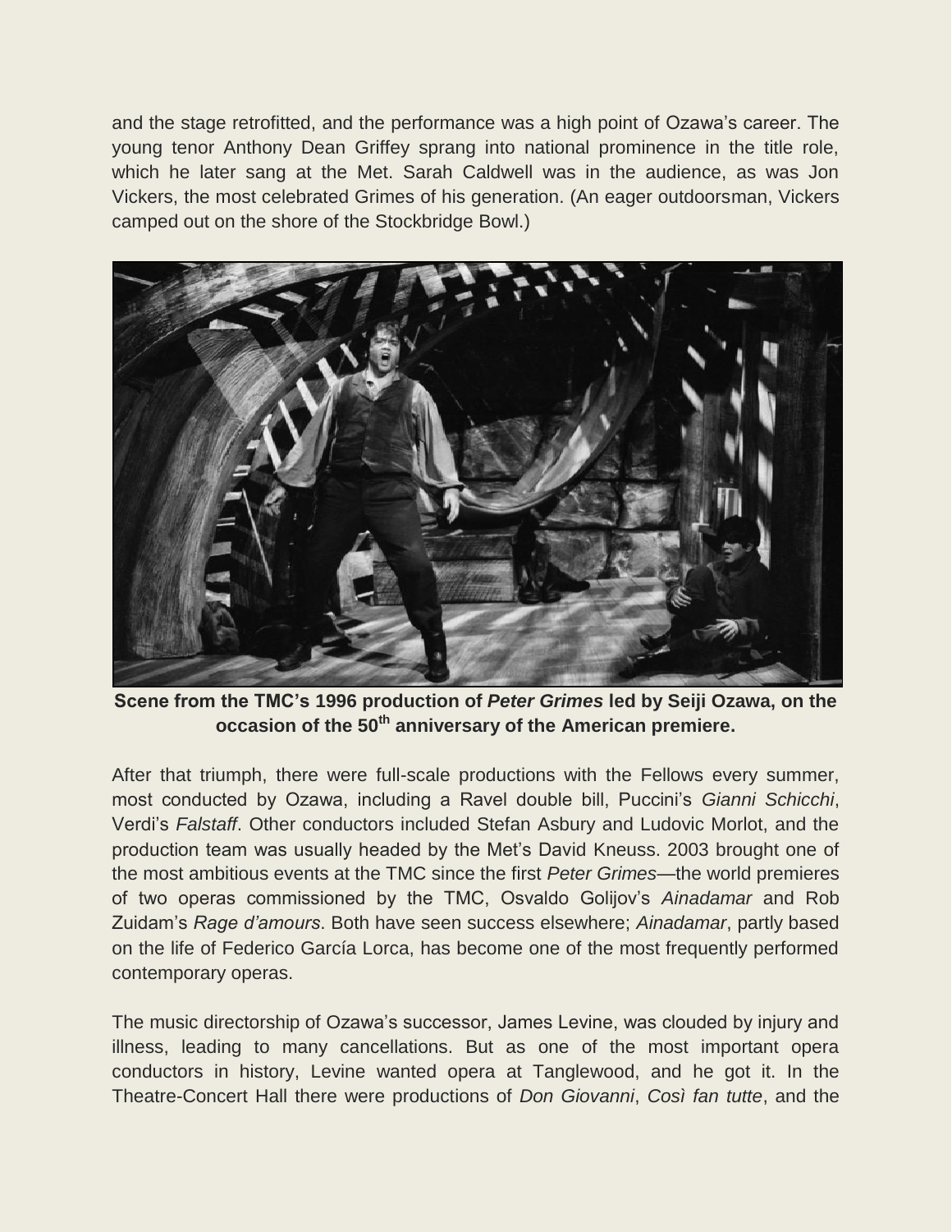and the stage retrofitted, and the performance was a high point of Ozawa's career. The young tenor Anthony Dean Griffey sprang into national prominence in the title role, which he later sang at the Met. Sarah Caldwell was in the audience, as was Jon Vickers, the most celebrated Grimes of his generation. (An eager outdoorsman, Vickers camped out on the shore of the Stockbridge Bowl.)

**Scene from the TMC's 1996 production of *Peter Grimes* led by Seiji Ozawa, on the occasion of the 50th anniversary of the American premiere.**

After that triumph, there were full-scale productions with the Fellows every summer, most conducted by Ozawa, including a Ravel double bill, Puccini's *Gianni Schicchi*, Verdi's *Falstaff*. Other conductors included Stefan Asbury and Ludovic Morlot, and the production team was usually headed by the Met's David Kneuss. 2003 brought one of the most ambitious events at the TMC since the first *Peter Grimes*—the world premieres of two operas commissioned by the TMC, Osvaldo Golijov's *Ainadamar* and Rob Zuidam's *Rage d'amours*. Both have seen success elsewhere; *Ainadamar*, partly based on the life of Federico García Lorca, has become one of the most frequently performed contemporary operas.

The music directorship of Ozawa's successor, James Levine, was clouded by injury and illness, leading to many cancellations. But as one of the most important opera conductors in history, Levine wanted opera at Tanglewood, and he got it. In the Theatre-Concert Hall there were productions of *Don Giovanni*, *Così fan tutte*, and the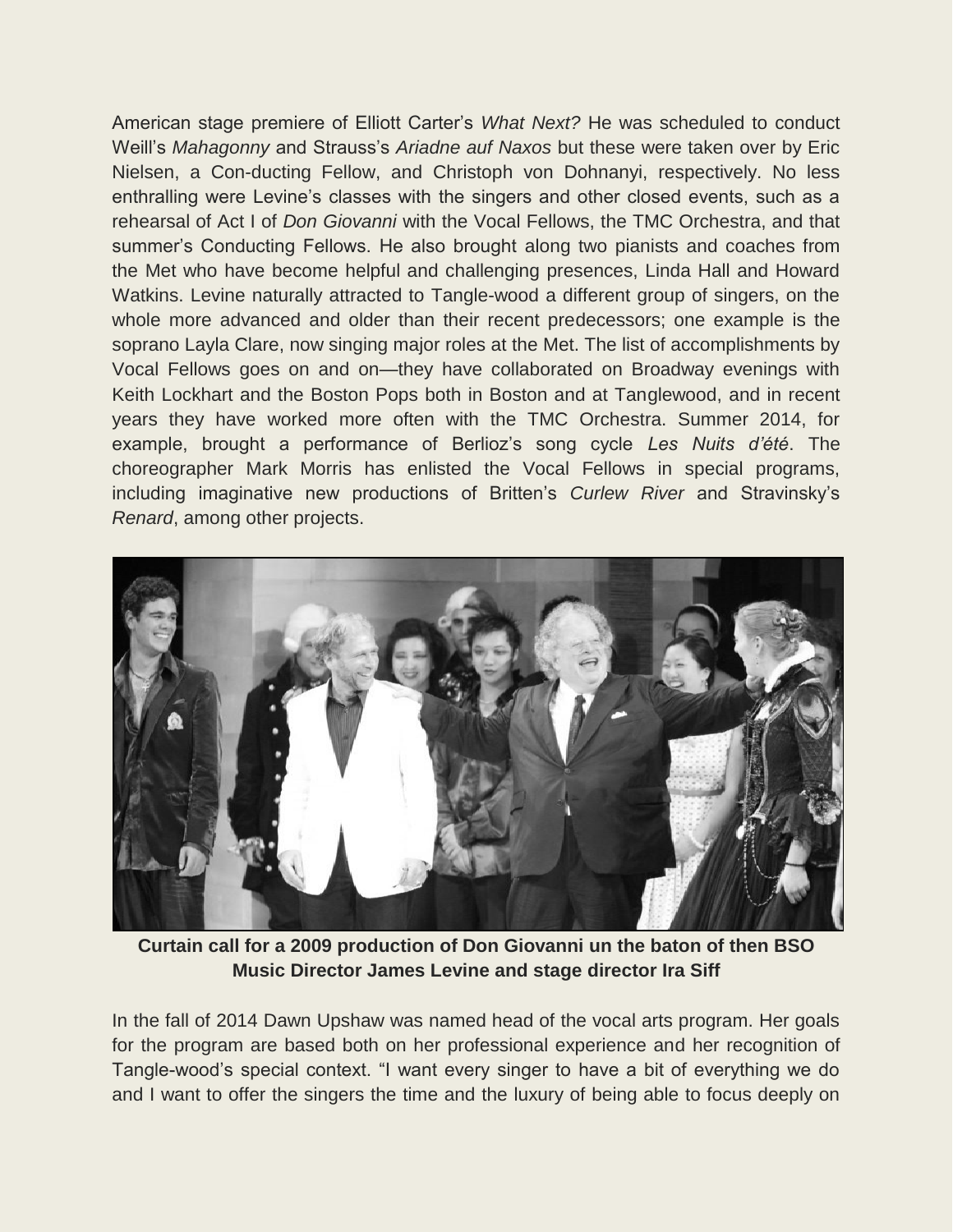American stage premiere of Elliott Carter's *What Next?* He was scheduled to conduct Weill's *Mahagonny* and Strauss's *Ariadne auf Naxos* but these were taken over by Eric Nielsen, a Con-ducting Fellow, and Christoph von Dohnanyi, respectively. No less enthralling were Levine's classes with the singers and other closed events, such as a rehearsal of Act I of *Don Giovanni* with the Vocal Fellows, the TMC Orchestra, and that summer's Conducting Fellows. He also brought along two pianists and coaches from the Met who have become helpful and challenging presences, Linda Hall and Howard Watkins. Levine naturally attracted to Tangle-wood a different group of singers, on the whole more advanced and older than their recent predecessors; one example is the soprano Layla Clare, now singing major roles at the Met. The list of accomplishments by Vocal Fellows goes on and on—they have collaborated on Broadway evenings with Keith Lockhart and the Boston Pops both in Boston and at Tanglewood, and in recent years they have worked more often with the TMC Orchestra. Summer 2014, for example, brought a performance of Berlioz's song cycle *Les Nuits d'été*. The choreographer Mark Morris has enlisted the Vocal Fellows in special programs, including imaginative new productions of Britten's *Curlew River* and Stravinsky's *Renard*, among other projects.

**Curtain call for a 2009 production of Don Giovanni un the baton of then BSO Music Director James Levine and stage director Ira Siff**

In the fall of 2014 Dawn Upshaw was named head of the vocal arts program. Her goals for the program are based both on her professional experience and her recognition of Tangle-wood's special context. "I want every singer to have a bit of everything we do and I want to offer the singers the time and the luxury of being able to focus deeply on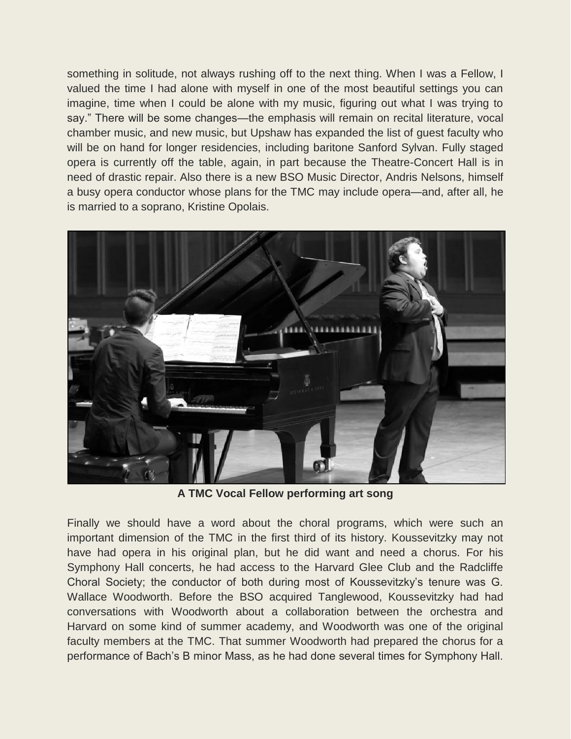something in solitude, not always rushing off to the next thing. When I was a Fellow, I valued the time I had alone with myself in one of the most beautiful settings you can imagine, time when I could be alone with my music, figuring out what I was trying to say." There will be some changes—the emphasis will remain on recital literature, vocal chamber music, and new music, but Upshaw has expanded the list of guest faculty who will be on hand for longer residencies, including baritone Sanford Sylvan. Fully staged opera is currently off the table, again, in part because the Theatre-Concert Hall is in need of drastic repair. Also there is a new BSO Music Director, Andris Nelsons, himself a busy opera conductor whose plans for the TMC may include opera—and, after all, he is married to a soprano, Kristine Opolais.

**A TMC Vocal Fellow performing art song**

Finally we should have a word about the choral programs, which were such an important dimension of the TMC in the first third of its history. Koussevitzky may not have had opera in his original plan, but he did want and need a chorus. For his Symphony Hall concerts, he had access to the Harvard Glee Club and the Radcliffe Choral Society; the conductor of both during most of Koussevitzky's tenure was G. Wallace Woodworth. Before the BSO acquired Tanglewood, Koussevitzky had had conversations with Woodworth about a collaboration between the orchestra and Harvard on some kind of summer academy, and Woodworth was one of the original faculty members at the TMC. That summer Woodworth had prepared the chorus for a performance of Bach's B minor Mass, as he had done several times for Symphony Hall.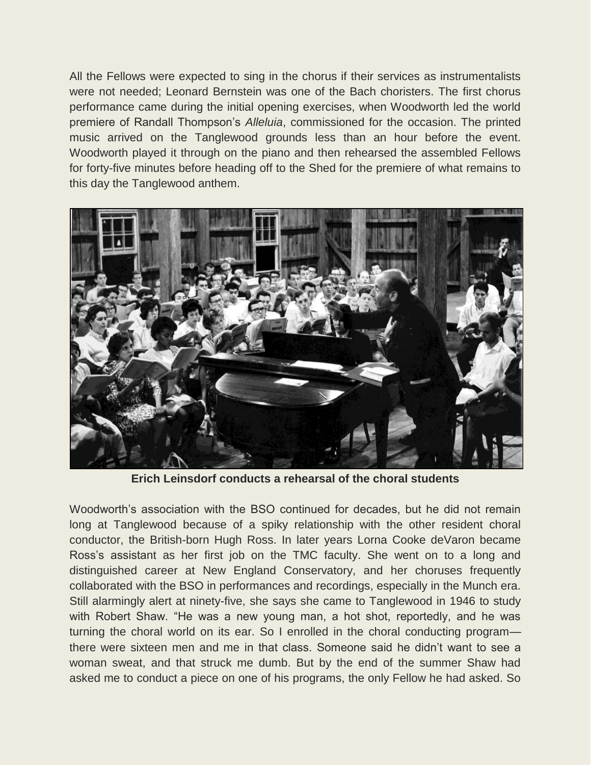All the Fellows were expected to sing in the chorus if their services as instrumentalists were not needed; Leonard Bernstein was one of the Bach choristers. The first chorus performance came during the initial opening exercises, when Woodworth led the world premiere of Randall Thompson's *Alleluia*, commissioned for the occasion. The printed music arrived on the Tanglewood grounds less than an hour before the event. Woodworth played it through on the piano and then rehearsed the assembled Fellows for forty-five minutes before heading off to the Shed for the premiere of what remains to this day the Tanglewood anthem.

**Erich Leinsdorf conducts a rehearsal of the choral students**

Woodworth's association with the BSO continued for decades, but he did not remain long at Tanglewood because of a spiky relationship with the other resident choral conductor, the British-born Hugh Ross. In later years Lorna Cooke deVaron became Ross's assistant as her first job on the TMC faculty. She went on to a long and distinguished career at New England Conservatory, and her choruses frequently collaborated with the BSO in performances and recordings, especially in the Munch era. Still alarmingly alert at ninety-five, she says she came to Tanglewood in 1946 to study with Robert Shaw. "He was a new young man, a hot shot, reportedly, and he was turning the choral world on its ear. So I enrolled in the choral conducting program—there were sixteen men and me in that class. Someone said he didn't want to see a woman sweat, and that struck me dumb. But by the end of the summer Shaw had asked me to conduct a piece on one of his programs, the only Fellow he had asked. So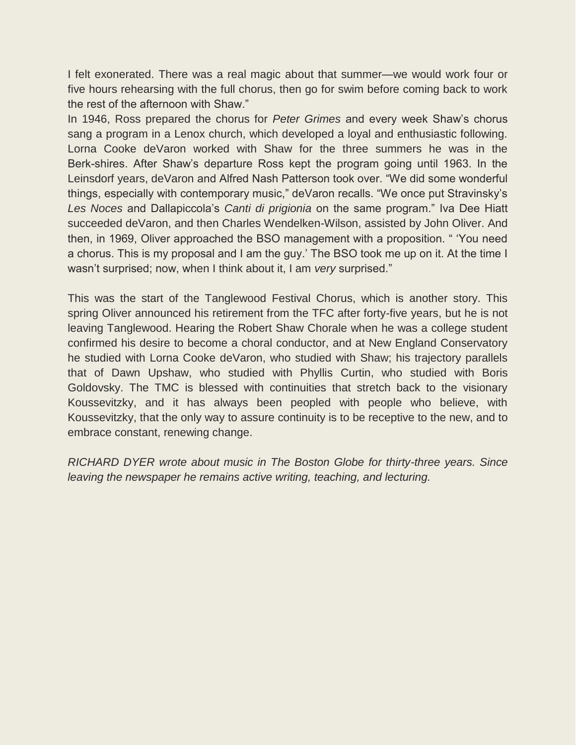I felt exonerated. There was a real magic about that summer—we would work four or five hours rehearsing with the full chorus, then go for swim before coming back to work the rest of the afternoon with Shaw."

In 1946, Ross prepared the chorus for *Peter Grimes* and every week Shaw's chorus sang a program in a Lenox church, which developed a loyal and enthusiastic following. Lorna Cooke deVaron worked with Shaw for the three summers he was in the Berk-shires. After Shaw's departure Ross kept the program going until 1963. In the Leinsdorf years, deVaron and Alfred Nash Patterson took over. "We did some wonderful things, especially with contemporary music," deVaron recalls. "We once put Stravinsky's *Les Noces* and Dallapiccola's *Canti di prigionia* on the same program." Iva Dee Hiatt succeeded deVaron, and then Charles Wendelken-Wilson, assisted by John Oliver. And then, in 1969, Oliver approached the BSO management with a proposition. " 'You need a chorus. This is my proposal and I am the guy.' The BSO took me up on it. At the time I wasn't surprised; now, when I think about it, I am *very* surprised."

This was the start of the Tanglewood Festival Chorus, which is another story. This spring Oliver announced his retirement from the TFC after forty-five years, but he is not leaving Tanglewood. Hearing the Robert Shaw Chorale when he was a college student confirmed his desire to become a choral conductor, and at New England Conservatory he studied with Lorna Cooke deVaron, who studied with Shaw; his trajectory parallels that of Dawn Upshaw, who studied with Phyllis Curtin, who studied with Boris Goldovsky. The TMC is blessed with continuities that stretch back to the visionary Koussevitzky, and it has always been peopled with people who believe, with Koussevitzky, that the only way to assure continuity is to be receptive to the new, and to embrace constant, renewing change.

*RICHARD DYER wrote about music in The Boston Globe for thirty-three years. Since leaving the newspaper he remains active writing, teaching, and lecturing.*